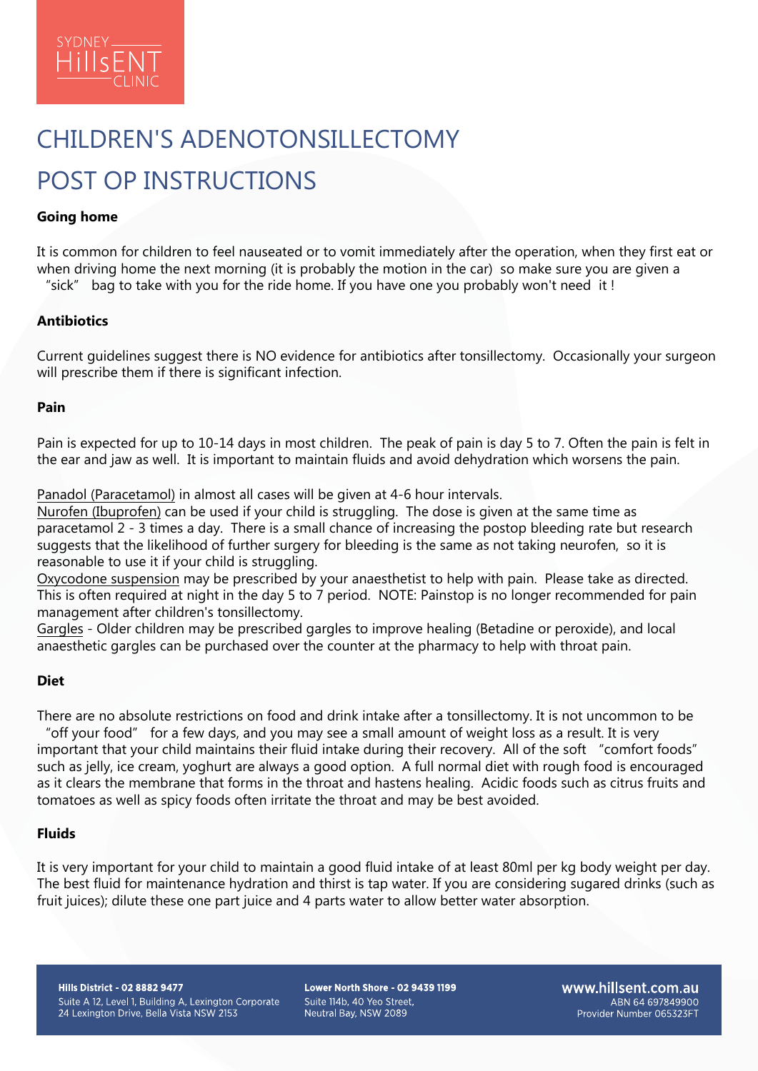SYDNEY HillsENT CLINIC

# CHILDREN'S ADENOTONSILLECTOMY POST OP INSTRUCTIONS

**Going home**

It is common for children to feel nauseated or to vomit immediately after the operation, when they first eat or when driving home the next morning (it is probably the motion in the car) so make sure you are given a "sick" bag to take with you for the ride home. If you have one you probably won't need it !

**Antibiotics**

Current guidelines suggest there is NO evidence for antibiotics after tonsillectomy. Occasionally your surgeon will prescribe them if there is significant infection.

**Pain**

Pain is expected for up to 10-14 days in most children. The peak of pain is day 5 to 7. Often the pain is felt in the ear and jaw as well. It is important to maintain fluids and avoid dehydration which worsens the pain.

Panadol (Paracetamol) in almost all cases will be given at 4-6 hour intervals.
Nurofen (Ibuprofen) can be used if your child is struggling. The dose is given at the same time as paracetamol 2 - 3 times a day. There is a small chance of increasing the postop bleeding rate but research suggests that the likelihood of further surgery for bleeding is the same as not taking neurofen, so it is reasonable to use it if your child is struggling.
Oxycodone suspension may be prescribed by your anaesthetist to help with pain. Please take as directed. This is often required at night in the day 5 to 7 period. NOTE: Painstop is no longer recommended for pain management after children's tonsillectomy.
Gargles - Older children may be prescribed gargles to improve healing (Betadine or peroxide), and local anaesthetic gargles can be purchased over the counter at the pharmacy to help with throat pain.

**Diet**

There are no absolute restrictions on food and drink intake after a tonsillectomy. It is not uncommon to be "off your food" for a few days, and you may see a small amount of weight loss as a result. It is very important that your child maintains their fluid intake during their recovery. All of the soft "comfort foods" such as jelly, ice cream, yoghurt are always a good option. A full normal diet with rough food is encouraged as it clears the membrane that forms in the throat and hastens healing. Acidic foods such as citrus fruits and tomatoes as well as spicy foods often irritate the throat and may be best avoided.

**Fluids**

It is very important for your child to maintain a good fluid intake of at least 80ml per kg body weight per day. The best fluid for maintenance hydration and thirst is tap water. If you are considering sugared drinks (such as fruit juices); dilute these one part juice and 4 parts water to allow better water absorption.

**Hills District - 02 8882 9477**
Suite A 12, Level 1, Building A, Lexington Corporate
24 Lexington Drive, Bella Vista NSW 2153

**Lower North Shore - 02 9439 1199**
Suite 114b, 40 Yeo Street,
Neutral Bay, NSW 2089

**www.hillsent.com.au**
ABN 64 697849900
Provider Number 065323FT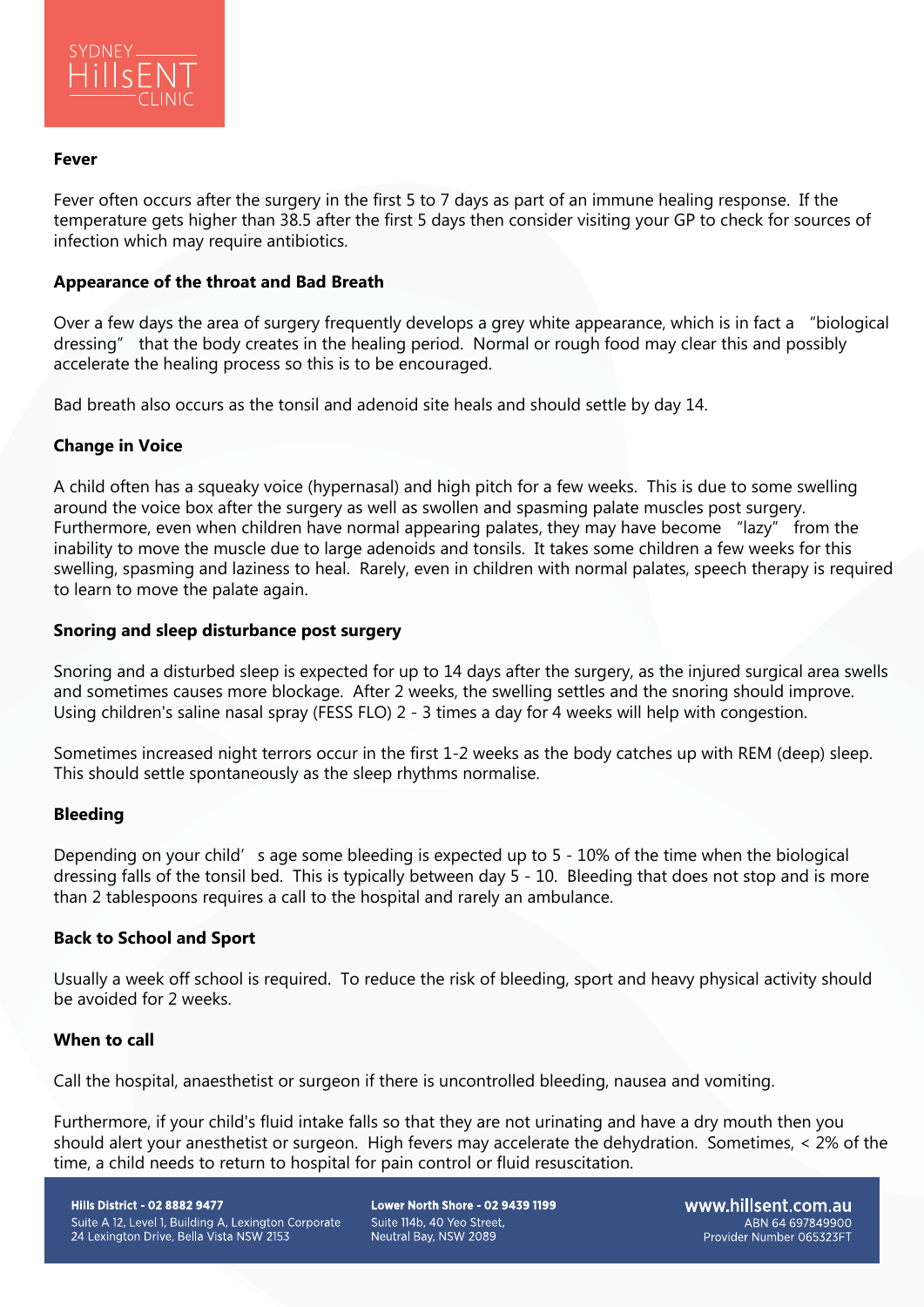**Fever**

Fever often occurs after the surgery in the first 5 to 7 days as part of an immune healing response. If the temperature gets higher than 38.5 after the first 5 days then consider visiting your GP to check for sources of infection which may require antibiotics.

**Appearance of the throat and Bad Breath**

Over a few days the area of surgery frequently develops a grey white appearance, which is in fact a "biological dressing" that the body creates in the healing period. Normal or rough food may clear this and possibly accelerate the healing process so this is to be encouraged.

Bad breath also occurs as the tonsil and adenoid site heals and should settle by day 14.

**Change in Voice**

A child often has a squeaky voice (hypernasal) and high pitch for a few weeks. This is due to some swelling around the voice box after the surgery as well as swollen and spasming palate muscles post surgery. Furthermore, even when children have normal appearing palates, they may have become "lazy" from the inability to move the muscle due to large adenoids and tonsils. It takes some children a few weeks for this swelling, spasming and laziness to heal. Rarely, even in children with normal palates, speech therapy is required to learn to move the palate again.

**Snoring and sleep disturbance post surgery**

Snoring and a disturbed sleep is expected for up to 14 days after the surgery, as the injured surgical area swells and sometimes causes more blockage. After 2 weeks, the swelling settles and the snoring should improve. Using children's saline nasal spray (FESS FLO) 2 - 3 times a day for 4 weeks will help with congestion.

Sometimes increased night terrors occur in the first 1-2 weeks as the body catches up with REM (deep) sleep. This should settle spontaneously as the sleep rhythms normalise.

**Bleeding**

Depending on your child's age some bleeding is expected up to 5 - 10% of the time when the biological dressing falls of the tonsil bed. This is typically between day 5 - 10. Bleeding that does not stop and is more than 2 tablespoons requires a call to the hospital and rarely an ambulance.

**Back to School and Sport**

Usually a week off school is required. To reduce the risk of bleeding, sport and heavy physical activity should be avoided for 2 weeks.

**When to call**

Call the hospital, anaesthetist or surgeon if there is uncontrolled bleeding, nausea and vomiting.

Furthermore, if your child's fluid intake falls so that they are not urinating and have a dry mouth then you should alert your anesthetist or surgeon. High fevers may accelerate the dehydration. Sometimes, < 2% of the time, a child needs to return to hospital for pain control or fluid resuscitation.